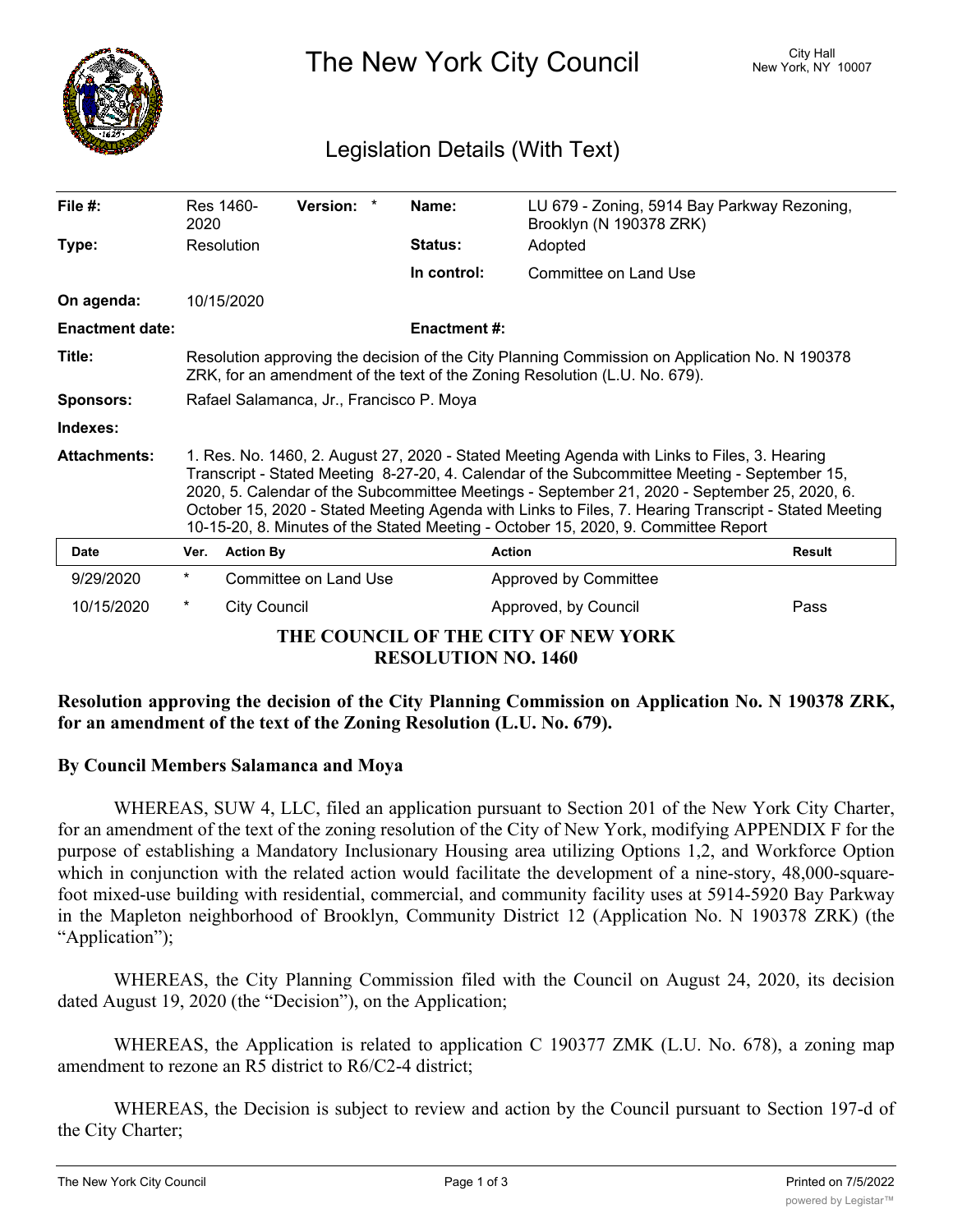# The New York City Council

City Hall
New York, NY 10007

## Legislation Details (With Text)

| | | | |
|---|---|---|---|
| **File #:** | Res 1460-2020 **Version:** * | **Name:** | LU 679 - Zoning, 5914 Bay Parkway Rezoning, Brooklyn (N 190378 ZRK) |
| **Type:** | Resolution | **Status:** | Adopted |
| | | **In control:** | Committee on Land Use |
| **On agenda:** | 10/15/2020 | | |
| **Enactment date:** | | **Enactment #:** | |

**Title:** Resolution approving the decision of the City Planning Commission on Application No. N 190378 ZRK, for an amendment of the text of the Zoning Resolution (L.U. No. 679).

**Sponsors:** Rafael Salamanca, Jr., Francisco P. Moya

**Indexes:**

**Attachments:** 1. Res. No. 1460, 2. August 27, 2020 - Stated Meeting Agenda with Links to Files, 3. Hearing Transcript - Stated Meeting 8-27-20, 4. Calendar of the Subcommittee Meeting - September 15, 2020, 5. Calendar of the Subcommittee Meetings - September 21, 2020 - September 25, 2020, 6. October 15, 2020 - Stated Meeting Agenda with Links to Files, 7. Hearing Transcript - Stated Meeting 10-15-20, 8. Minutes of the Stated Meeting - October 15, 2020, 9. Committee Report

| Date | Ver. | Action By | Action | Result |
|---|---|---|---|---|
| 9/29/2020 | * | Committee on Land Use | Approved by Committee | |
| 10/15/2020 | * | City Council | Approved, by Council | Pass |

**THE COUNCIL OF THE CITY OF NEW YORK**
**RESOLUTION NO. 1460**

**Resolution approving the decision of the City Planning Commission on Application No. N 190378 ZRK, for an amendment of the text of the Zoning Resolution (L.U. No. 679).**

**By Council Members Salamanca and Moya**

WHEREAS, SUW 4, LLC, filed an application pursuant to Section 201 of the New York City Charter, for an amendment of the text of the zoning resolution of the City of New York, modifying APPENDIX F for the purpose of establishing a Mandatory Inclusionary Housing area utilizing Options 1,2, and Workforce Option which in conjunction with the related action would facilitate the development of a nine-story, 48,000-square-foot mixed-use building with residential, commercial, and community facility uses at 5914-5920 Bay Parkway in the Mapleton neighborhood of Brooklyn, Community District 12 (Application No. N 190378 ZRK) (the "Application");

WHEREAS, the City Planning Commission filed with the Council on August 24, 2020, its decision dated August 19, 2020 (the "Decision"), on the Application;

WHEREAS, the Application is related to application C 190377 ZMK (L.U. No. 678), a zoning map amendment to rezone an R5 district to R6/C2-4 district;

WHEREAS, the Decision is subject to review and action by the Council pursuant to Section 197-d of the City Charter;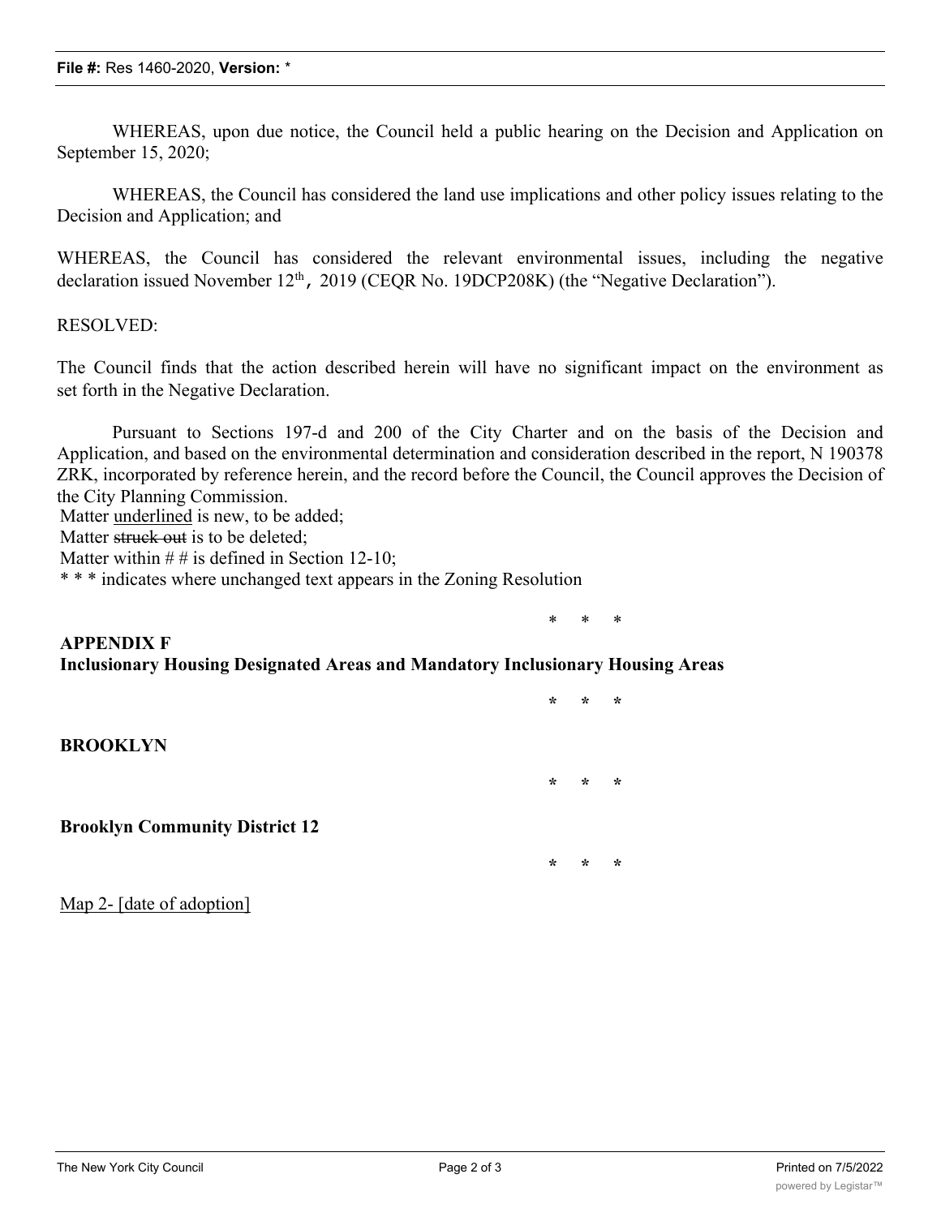WHEREAS, upon due notice, the Council held a public hearing on the Decision and Application on September 15, 2020;

WHEREAS, the Council has considered the land use implications and other policy issues relating to the Decision and Application; and

WHEREAS, the Council has considered the relevant environmental issues, including the negative declaration issued November 12th, 2019 (CEQR No. 19DCP208K) (the "Negative Declaration").

RESOLVED:

The Council finds that the action described herein will have no significant impact on the environment as set forth in the Negative Declaration.

Pursuant to Sections 197-d and 200 of the City Charter and on the basis of the Decision and Application, and based on the environmental determination and consideration described in the report, N 190378 ZRK, incorporated by reference herein, and the record before the Council, the Council approves the Decision of the City Planning Commission.

Matter <u>underlined</u> is new, to be added;
Matter ~~struck out~~ is to be deleted;
Matter within # # is defined in Section 12-10;
* * * indicates where unchanged text appears in the Zoning Resolution

* * *

**APPENDIX F**
**Inclusionary Housing Designated Areas and Mandatory Inclusionary Housing Areas**

* * *

**BROOKLYN**

* * *

**Brooklyn Community District 12**

* * *

<u>Map 2- [date of adoption]</u>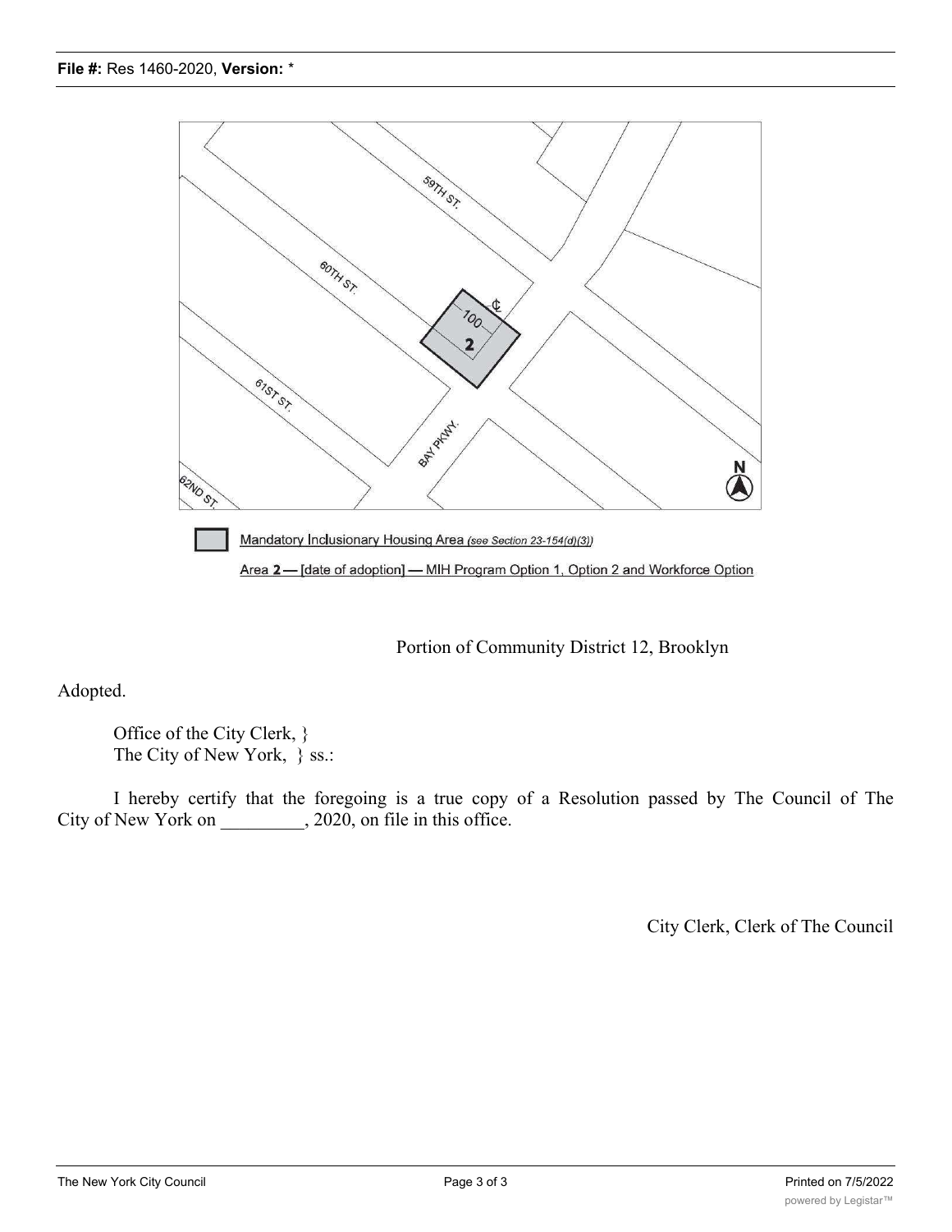59TH ST.

60TH ST.

61ST ST.

62ND ST.

BAY PKWY.

100

2

N

Mandatory Inclusionary Housing Area *(see Section 23-154(d)(3))*

Area **2** — [date of adoption] — MIH Program Option 1, Option 2 and Workforce Option

Portion of Community District 12, Brooklyn

Adopted.

Office of the City Clerk, }
The City of New York, } ss.:

I hereby certify that the foregoing is a true copy of a Resolution passed by The Council of The City of New York on _________, 2020, on file in this office.

City Clerk, Clerk of The Council